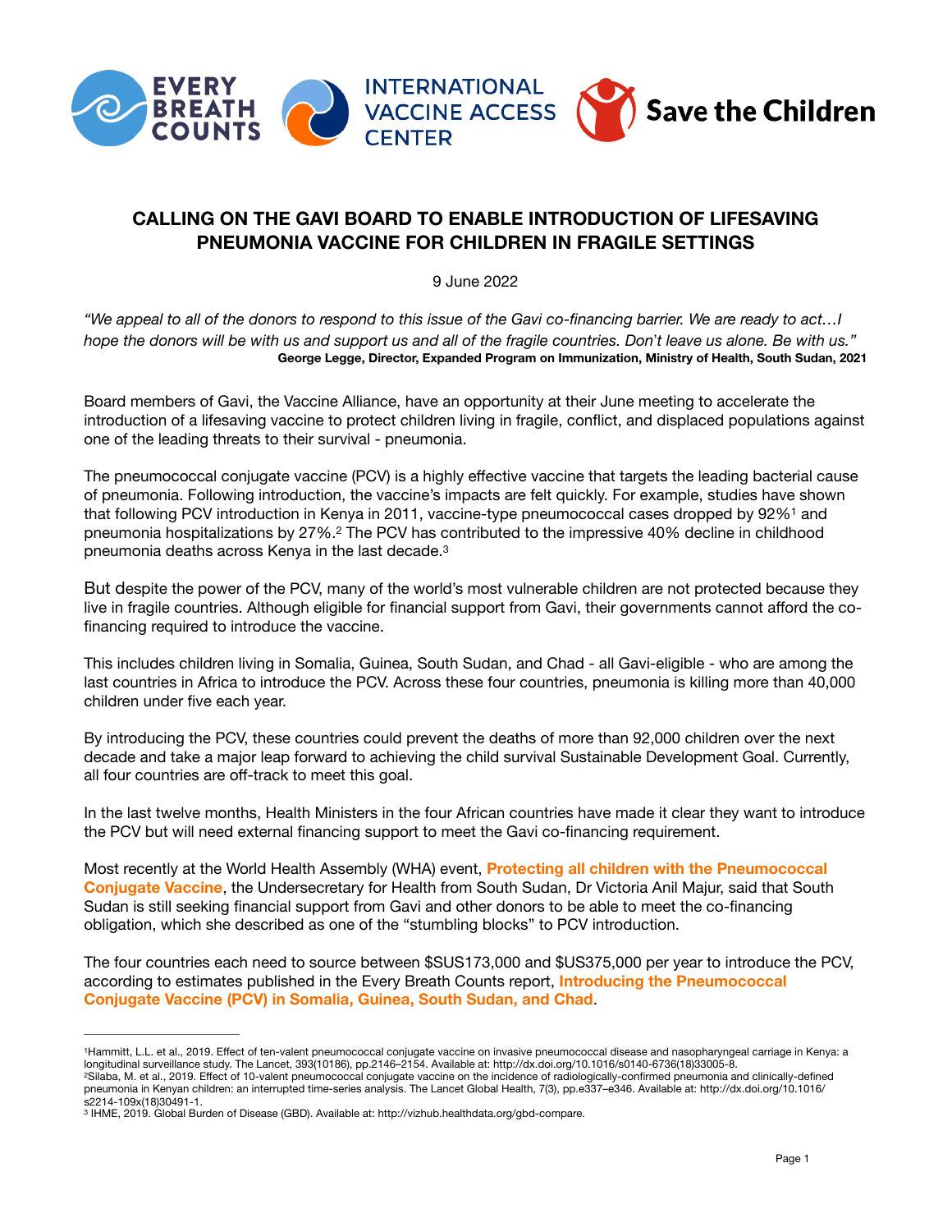# CALLING ON THE GAVI BOARD TO ENABLE INTRODUCTION OF LIFESAVING PNEUMONIA VACCINE FOR CHILDREN IN FRAGILE SETTINGS

9 June 2022

*"We appeal to all of the donors to respond to this issue of the Gavi co-financing barrier. We are ready to act…I hope the donors will be with us and support us and all of the fragile countries. Don't leave us alone. Be with us."*
**George Legge, Director, Expanded Program on Immunization, Ministry of Health, South Sudan, 2021**

Board members of Gavi, the Vaccine Alliance, have an opportunity at their June meeting to accelerate the introduction of a lifesaving vaccine to protect children living in fragile, conflict, and displaced populations against one of the leading threats to their survival - pneumonia.

The pneumococcal conjugate vaccine (PCV) is a highly effective vaccine that targets the leading bacterial cause of pneumonia. Following introduction, the vaccine's impacts are felt quickly. For example, studies have shown that following PCV introduction in Kenya in 2011, vaccine-type pneumococcal cases dropped by 92%[1] and pneumonia hospitalizations by 27%.[2] The PCV has contributed to the impressive 40% decline in childhood pneumonia deaths across Kenya in the last decade.[3]

But despite the power of the PCV, many of the world's most vulnerable children are not protected because they live in fragile countries. Although eligible for financial support from Gavi, their governments cannot afford the co-financing required to introduce the vaccine.

This includes children living in Somalia, Guinea, South Sudan, and Chad - all Gavi-eligible - who are among the last countries in Africa to introduce the PCV. Across these four countries, pneumonia is killing more than 40,000 children under five each year.

By introducing the PCV, these countries could prevent the deaths of more than 92,000 children over the next decade and take a major leap forward to achieving the child survival Sustainable Development Goal. Currently, all four countries are off-track to meet this goal.

In the last twelve months, Health Ministers in the four African countries have made it clear they want to introduce the PCV but will need external financing support to meet the Gavi co-financing requirement.

Most recently at the World Health Assembly (WHA) event, **Protecting all children with the Pneumococcal Conjugate Vaccine**, the Undersecretary for Health from South Sudan, Dr Victoria Anil Majur, said that South Sudan is still seeking financial support from Gavi and other donors to be able to meet the co-financing obligation, which she described as one of the "stumbling blocks" to PCV introduction.

The four countries each need to source between $SUS173,000 and $US375,000 per year to introduce the PCV, according to estimates published in the Every Breath Counts report, **Introducing the Pneumococcal Conjugate Vaccine (PCV) in Somalia, Guinea, South Sudan, and Chad**.

---

[1] Hammitt, L.L. et al., 2019. Effect of ten-valent pneumococcal conjugate vaccine on invasive pneumococcal disease and nasopharyngeal carriage in Kenya: a longitudinal surveillance study. The Lancet, 393(10186), pp.2146–2154. Available at: http://dx.doi.org/10.1016/s0140-6736(18)33005-8.

[2] Silaba, M. et al., 2019. Effect of 10-valent pneumococcal conjugate vaccine on the incidence of radiologically-confirmed pneumonia and clinically-defined pneumonia in Kenyan children: an interrupted time-series analysis. The Lancet Global Health, 7(3), pp.e337–e346. Available at: http://dx.doi.org/10.1016/s2214-109x(18)30491-1.

[3] IHME, 2019. Global Burden of Disease (GBD). Available at: http://vizhub.healthdata.org/gbd-compare.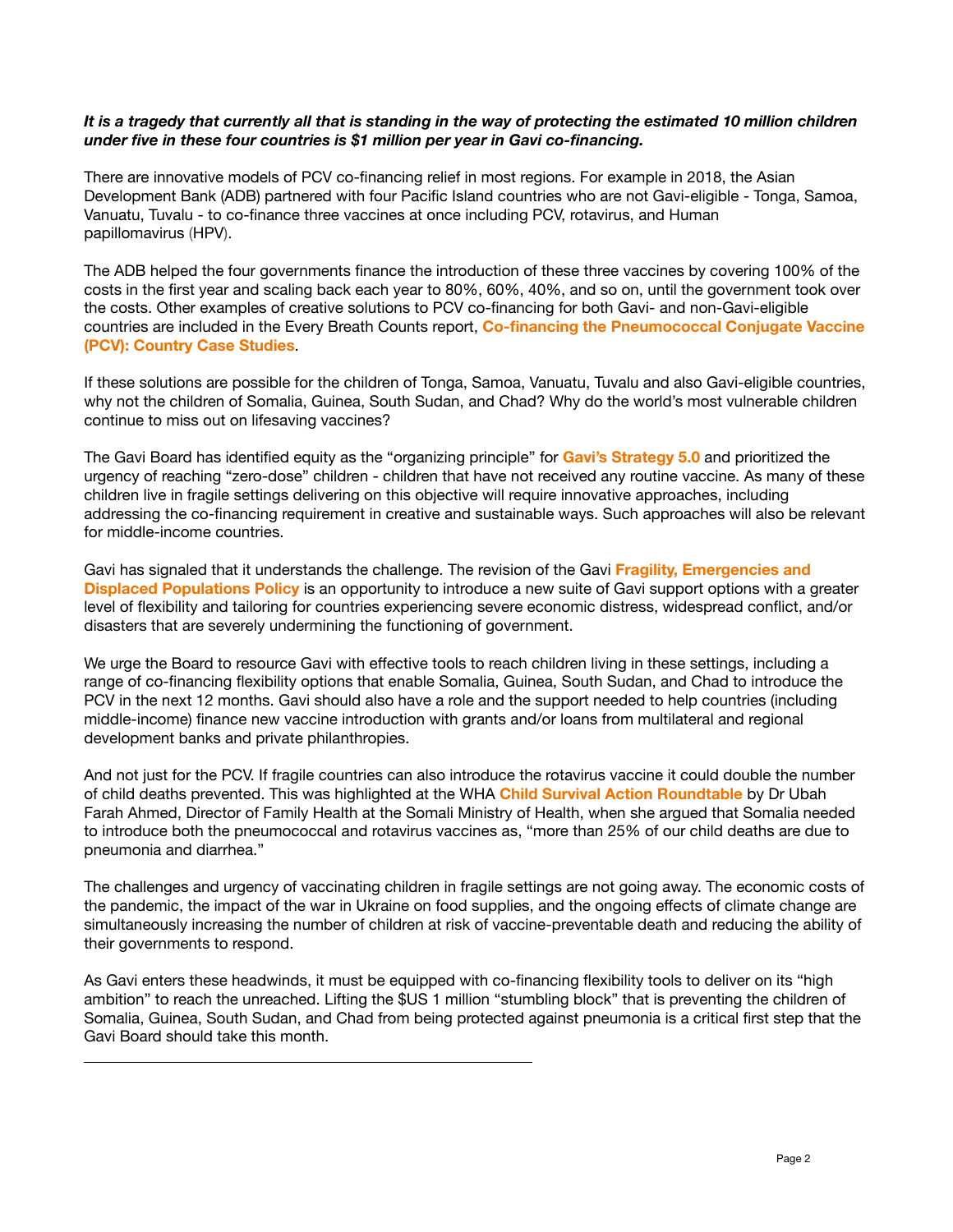***It is a tragedy that currently all that is standing in the way of protecting the estimated 10 million children under five in these four countries is $1 million per year in Gavi co-financing.***

There are innovative models of PCV co-financing relief in most regions. For example in 2018, the Asian Development Bank (ADB) partnered with four Pacific Island countries who are not Gavi-eligible - Tonga, Samoa, Vanuatu, Tuvalu - to co-finance three vaccines at once including PCV, rotavirus, and Human papillomavirus (HPV).

The ADB helped the four governments finance the introduction of these three vaccines by covering 100% of the costs in the first year and scaling back each year to 80%, 60%, 40%, and so on, until the government took over the costs. Other examples of creative solutions to PCV co-financing for both Gavi- and non-Gavi-eligible countries are included in the Every Breath Counts report, **Co-financing the Pneumococcal Conjugate Vaccine (PCV): Country Case Studies**.

If these solutions are possible for the children of Tonga, Samoa, Vanuatu, Tuvalu and also Gavi-eligible countries, why not the children of Somalia, Guinea, South Sudan, and Chad? Why do the world's most vulnerable children continue to miss out on lifesaving vaccines?

The Gavi Board has identified equity as the "organizing principle" for **Gavi's Strategy 5.0** and prioritized the urgency of reaching "zero-dose" children - children that have not received any routine vaccine. As many of these children live in fragile settings delivering on this objective will require innovative approaches, including addressing the co-financing requirement in creative and sustainable ways. Such approaches will also be relevant for middle-income countries.

Gavi has signaled that it understands the challenge. The revision of the Gavi **Fragility, Emergencies and Displaced Populations Policy** is an opportunity to introduce a new suite of Gavi support options with a greater level of flexibility and tailoring for countries experiencing severe economic distress, widespread conflict, and/or disasters that are severely undermining the functioning of government.

We urge the Board to resource Gavi with effective tools to reach children living in these settings, including a range of co-financing flexibility options that enable Somalia, Guinea, South Sudan, and Chad to introduce the PCV in the next 12 months. Gavi should also have a role and the support needed to help countries (including middle-income) finance new vaccine introduction with grants and/or loans from multilateral and regional development banks and private philanthropies.

And not just for the PCV. If fragile countries can also introduce the rotavirus vaccine it could double the number of child deaths prevented. This was highlighted at the WHA **Child Survival Action Roundtable** by Dr Ubah Farah Ahmed, Director of Family Health at the Somali Ministry of Health, when she argued that Somalia needed to introduce both the pneumococcal and rotavirus vaccines as, "more than 25% of our child deaths are due to pneumonia and diarrhea."

The challenges and urgency of vaccinating children in fragile settings are not going away. The economic costs of the pandemic, the impact of the war in Ukraine on food supplies, and the ongoing effects of climate change are simultaneously increasing the number of children at risk of vaccine-preventable death and reducing the ability of their governments to respond.

As Gavi enters these headwinds, it must be equipped with co-financing flexibility tools to deliver on its "high ambition" to reach the unreached. Lifting the $US 1 million "stumbling block" that is preventing the children of Somalia, Guinea, South Sudan, and Chad from being protected against pneumonia is a critical first step that the Gavi Board should take this month.

---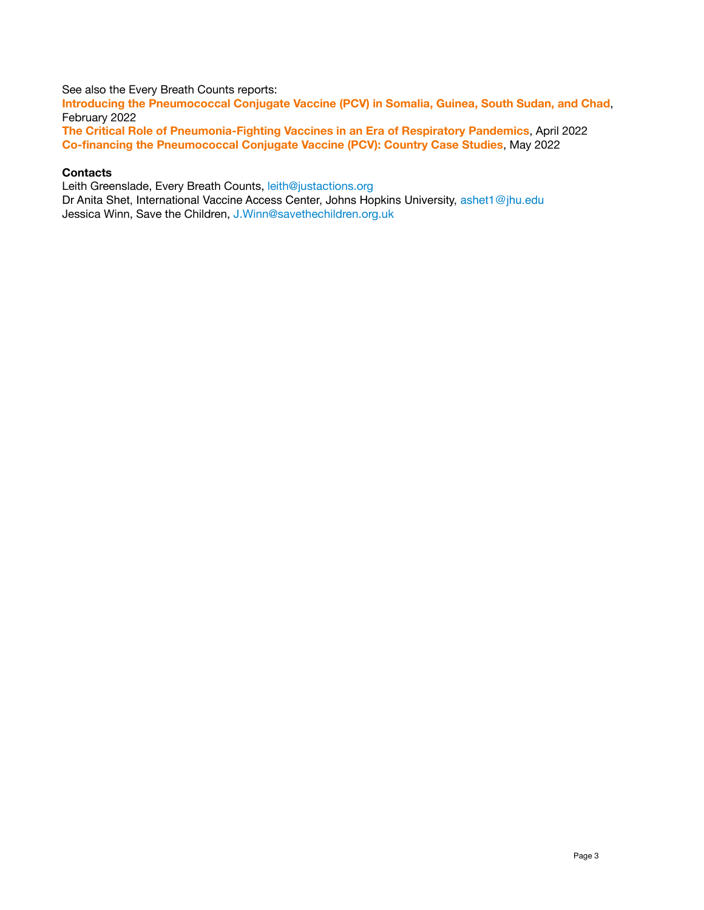See also the Every Breath Counts reports:

**Introducing the Pneumococcal Conjugate Vaccine (PCV) in Somalia, Guinea, South Sudan, and Chad**, February 2022

**The Critical Role of Pneumonia-Fighting Vaccines in an Era of Respiratory Pandemics**, April 2022

**Co-financing the Pneumococcal Conjugate Vaccine (PCV): Country Case Studies**, May 2022

**Contacts**

Leith Greenslade, Every Breath Counts, leith@justactions.org

Dr Anita Shet, International Vaccine Access Center, Johns Hopkins University, ashet1@jhu.edu

Jessica Winn, Save the Children, J.Winn@savethechildren.org.uk